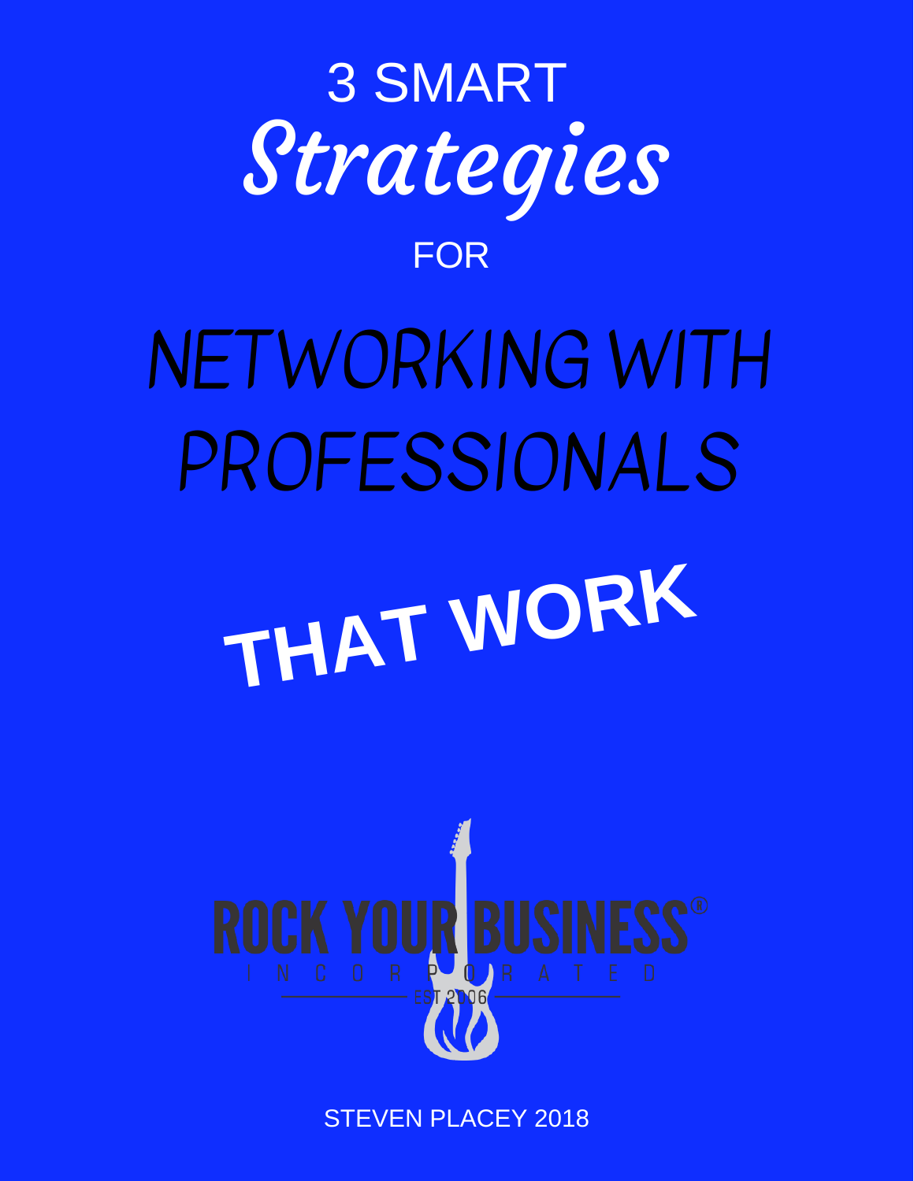# 3 SMART *Strategies* FOR NETWORKING WITH PROFESSIONALS **THAT WORK**

ROCK YOUR BUSINESS®
INCORPORATED
EST 2006

STEVEN PLACEY 2018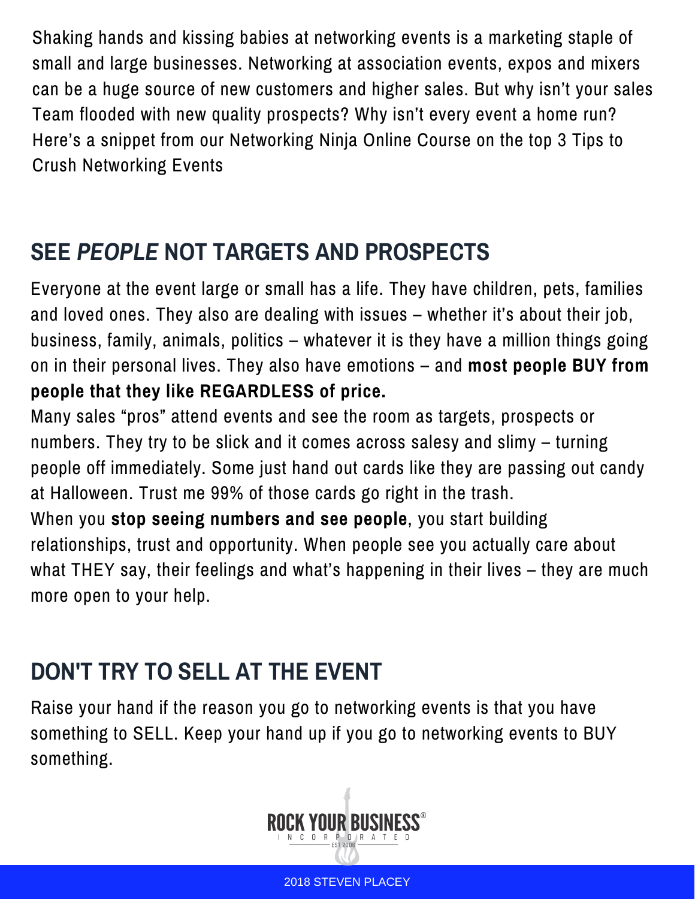Shaking hands and kissing babies at networking events is a marketing staple of small and large businesses. Networking at association events, expos and mixers can be a huge source of new customers and higher sales. But why isn't your sales Team flooded with new quality prospects? Why isn't every event a home run? Here's a snippet from our Networking Ninja Online Course on the top 3 Tips to Crush Networking Events

## SEE *PEOPLE* NOT TARGETS AND PROSPECTS

Everyone at the event large or small has a life. They have children, pets, families and loved ones. They also are dealing with issues – whether it's about their job, business, family, animals, politics – whatever it is they have a million things going on in their personal lives. They also have emotions – and **most people BUY from people that they like REGARDLESS of price.**

Many sales "pros" attend events and see the room as targets, prospects or numbers. They try to be slick and it comes across salesy and slimy – turning people off immediately. Some just hand out cards like they are passing out candy at Halloween. Trust me 99% of those cards go right in the trash.

When you **stop seeing numbers and see people**, you start building relationships, trust and opportunity. When people see you actually care about what THEY say, their feelings and what's happening in their lives – they are much more open to your help.

## DON'T TRY TO SELL AT THE EVENT

Raise your hand if the reason you go to networking events is that you have something to SELL. Keep your hand up if you go to networking events to BUY something.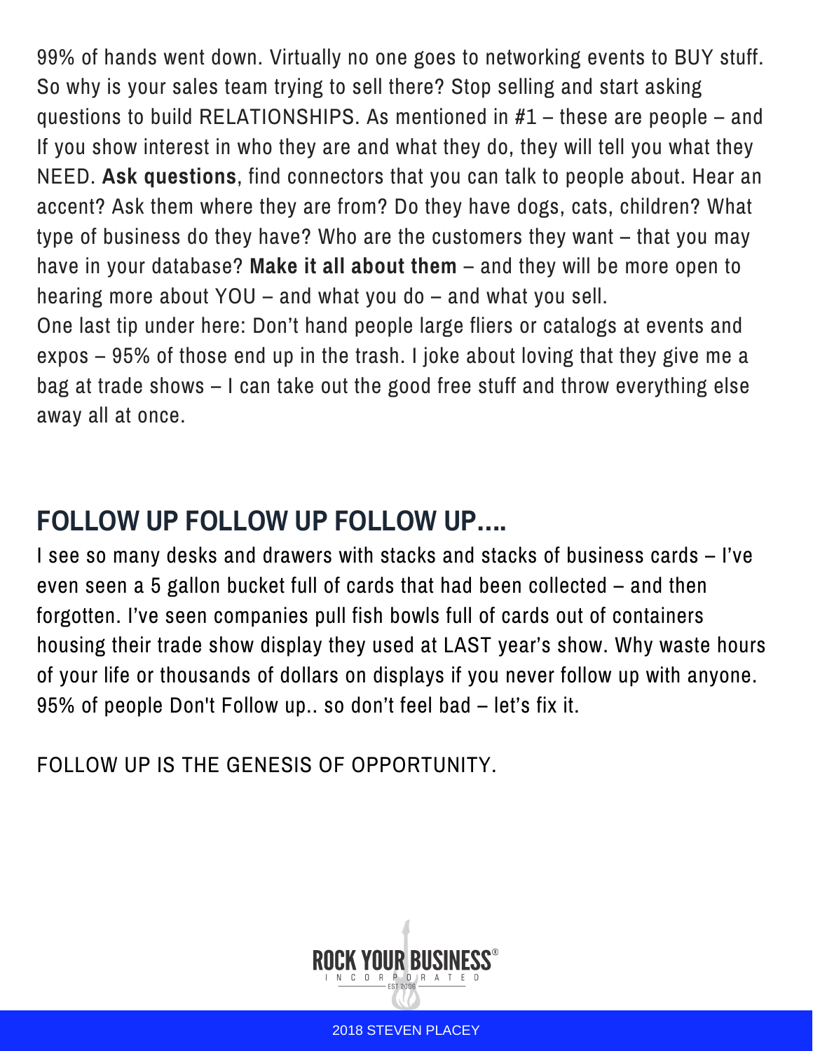99% of hands went down. Virtually no one goes to networking events to BUY stuff. So why is your sales team trying to sell there? Stop selling and start asking questions to build RELATIONSHIPS. As mentioned in #1 – these are people – and If you show interest in who they are and what they do, they will tell you what they NEED. **Ask questions**, find connectors that you can talk to people about. Hear an accent? Ask them where they are from? Do they have dogs, cats, children? What type of business do they have? Who are the customers they want – that you may have in your database? **Make it all about them** – and they will be more open to hearing more about YOU – and what you do – and what you sell.
One last tip under here: Don't hand people large fliers or catalogs at events and expos – 95% of those end up in the trash. I joke about loving that they give me a bag at trade shows – I can take out the good free stuff and throw everything else away all at once.

## FOLLOW UP FOLLOW UP FOLLOW UP....

I see so many desks and drawers with stacks and stacks of business cards – I've even seen a 5 gallon bucket full of cards that had been collected – and then forgotten. I've seen companies pull fish bowls full of cards out of containers housing their trade show display they used at LAST year's show. Why waste hours of your life or thousands of dollars on displays if you never follow up with anyone. 95% of people Don't Follow up.. so don't feel bad – let's fix it.

FOLLOW UP IS THE GENESIS OF OPPORTUNITY.

ROCK YOUR BUSINESS® INCORPORATED EST 2006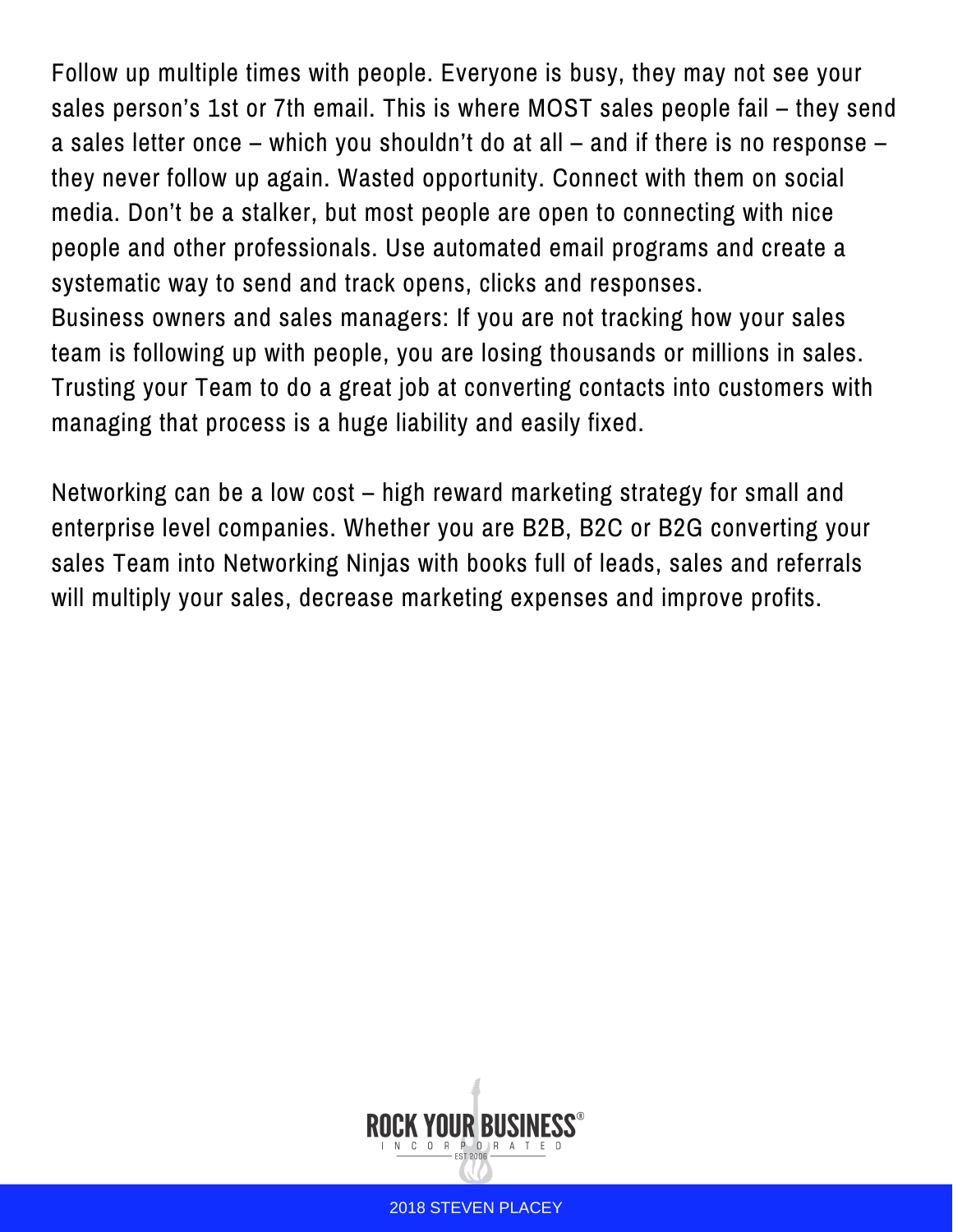Follow up multiple times with people. Everyone is busy, they may not see your sales person's 1st or 7th email. This is where MOST sales people fail – they send a sales letter once – which you shouldn't do at all – and if there is no response – they never follow up again. Wasted opportunity. Connect with them on social media. Don't be a stalker, but most people are open to connecting with nice people and other professionals. Use automated email programs and create a systematic way to send and track opens, clicks and responses.
Business owners and sales managers: If you are not tracking how your sales team is following up with people, you are losing thousands or millions in sales. Trusting your Team to do a great job at converting contacts into customers with managing that process is a huge liability and easily fixed.

Networking can be a low cost – high reward marketing strategy for small and enterprise level companies. Whether you are B2B, B2C or B2G converting your sales Team into Networking Ninjas with books full of leads, sales and referrals will multiply your sales, decrease marketing expenses and improve profits.